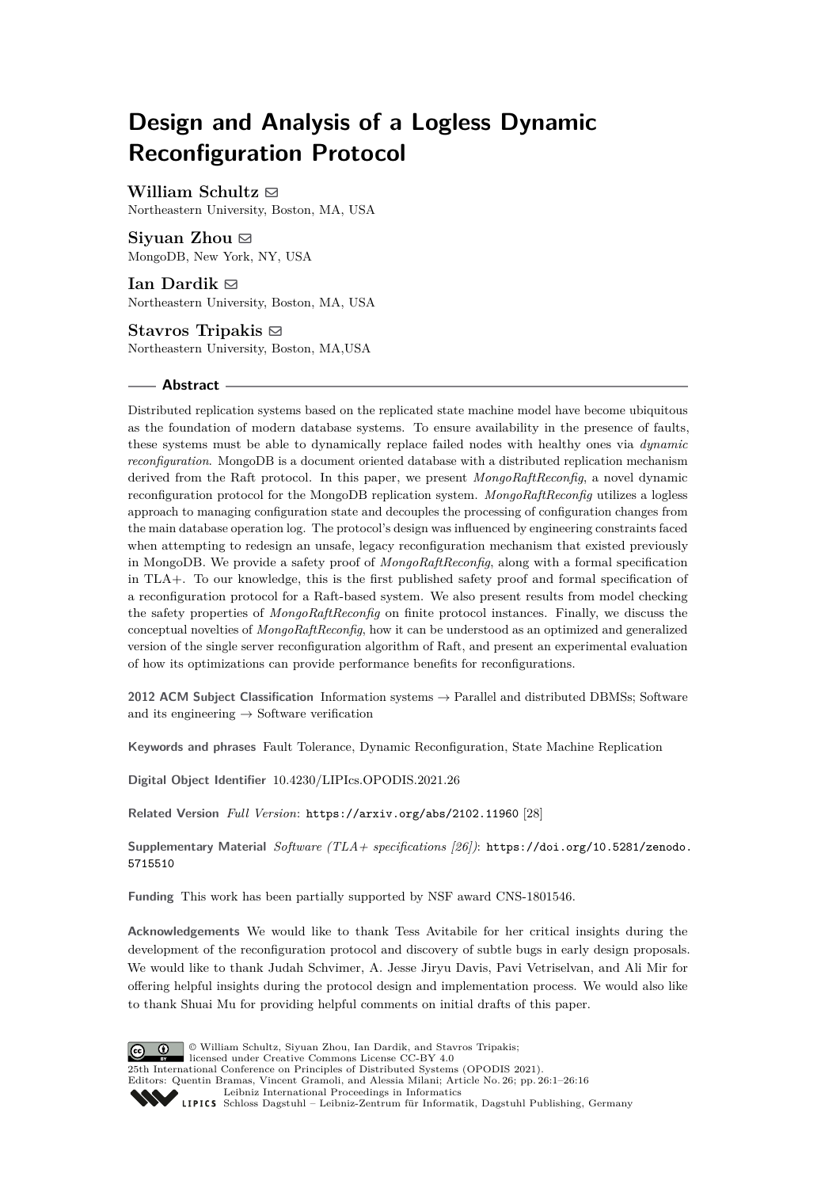# Design and Analysis of a Logless Dynamic Reconfiguration Protocol

**William Schultz** ✉
Northeastern University, Boston, MA, USA

**Siyuan Zhou** ✉
MongoDB, New York, NY, USA

**Ian Dardik** ✉
Northeastern University, Boston, MA, USA

**Stavros Tripakis** ✉
Northeastern University, Boston, MA,USA

## Abstract

Distributed replication systems based on the replicated state machine model have become ubiquitous as the foundation of modern database systems. To ensure availability in the presence of faults, these systems must be able to dynamically replace failed nodes with healthy ones via *dynamic reconfiguration*. MongoDB is a document oriented database with a distributed replication mechanism derived from the Raft protocol. In this paper, we present *MongoRaftReconfig*, a novel dynamic reconfiguration protocol for the MongoDB replication system. *MongoRaftReconfig* utilizes a logless approach to managing configuration state and decouples the processing of configuration changes from the main database operation log. The protocol's design was influenced by engineering constraints faced when attempting to redesign an unsafe, legacy reconfiguration mechanism that existed previously in MongoDB. We provide a safety proof of *MongoRaftReconfig*, along with a formal specification in TLA+. To our knowledge, this is the first published safety proof and formal specification of a reconfiguration protocol for a Raft-based system. We also present results from model checking the safety properties of *MongoRaftReconfig* on finite protocol instances. Finally, we discuss the conceptual novelties of *MongoRaftReconfig*, how it can be understood as an optimized and generalized version of the single server reconfiguration algorithm of Raft, and present an experimental evaluation of how its optimizations can provide performance benefits for reconfigurations.

**2012 ACM Subject Classification** Information systems → Parallel and distributed DBMSs; Software and its engineering → Software verification

**Keywords and phrases** Fault Tolerance, Dynamic Reconfiguration, State Machine Replication

**Digital Object Identifier** 10.4230/LIPIcs.OPODIS.2021.26

**Related Version** *Full Version*: https://arxiv.org/abs/2102.11960 [28]

**Supplementary Material** *Software (TLA+ specifications [26])*: https://doi.org/10.5281/zenodo.5715510

**Funding** This work has been partially supported by NSF award CNS-1801546.

**Acknowledgements** We would like to thank Tess Avitabile for her critical insights during the development of the reconfiguration protocol and discovery of subtle bugs in early design proposals. We would like to thank Judah Schvimer, A. Jesse Jiryu Davis, Pavi Vetriselvan, and Ali Mir for offering helpful insights during the protocol design and implementation process. We would also like to thank Shuai Mu for providing helpful comments on initial drafts of this paper.

© William Schultz, Siyuan Zhou, Ian Dardik, and Stavros Tripakis;
licensed under Creative Commons License CC-BY 4.0
25th International Conference on Principles of Distributed Systems (OPODIS 2021).
Editors: Quentin Bramas, Vincent Gramoli, and Alessia Milani; Article No. 26; pp. 26:1–26:16
Leibniz International Proceedings in Informatics
Schloss Dagstuhl – Leibniz-Zentrum für Informatik, Dagstuhl Publishing, Germany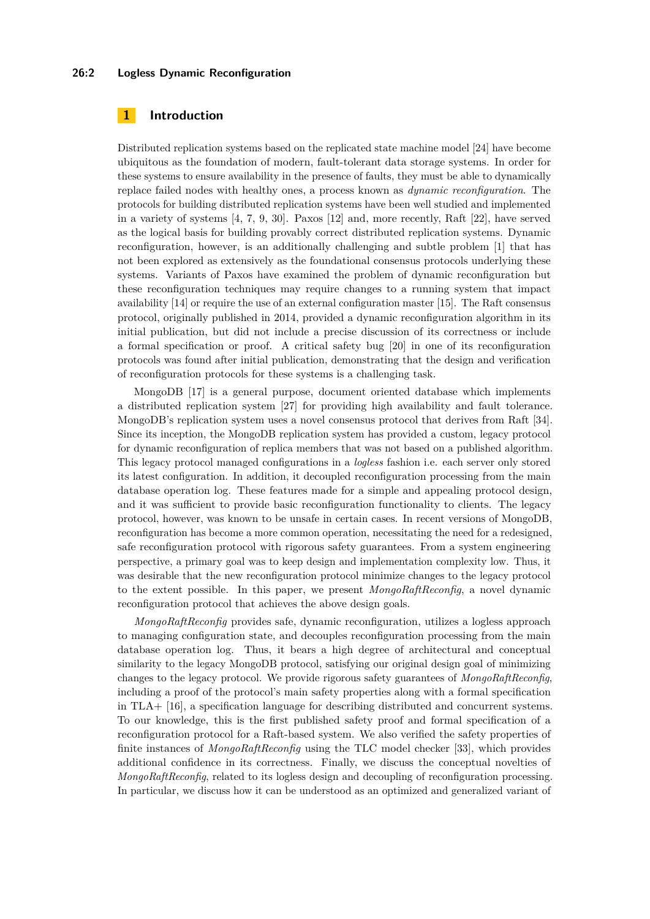## 1 Introduction

Distributed replication systems based on the replicated state machine model [24] have become ubiquitous as the foundation of modern, fault-tolerant data storage systems. In order for these systems to ensure availability in the presence of faults, they must be able to dynamically replace failed nodes with healthy ones, a process known as *dynamic reconfiguration*. The protocols for building distributed replication systems have been well studied and implemented in a variety of systems [4, 7, 9, 30]. Paxos [12] and, more recently, Raft [22], have served as the logical basis for building provably correct distributed replication systems. Dynamic reconfiguration, however, is an additionally challenging and subtle problem [1] that has not been explored as extensively as the foundational consensus protocols underlying these systems. Variants of Paxos have examined the problem of dynamic reconfiguration but these reconfiguration techniques may require changes to a running system that impact availability [14] or require the use of an external configuration master [15]. The Raft consensus protocol, originally published in 2014, provided a dynamic reconfiguration algorithm in its initial publication, but did not include a precise discussion of its correctness or include a formal specification or proof. A critical safety bug [20] in one of its reconfiguration protocols was found after initial publication, demonstrating that the design and verification of reconfiguration protocols for these systems is a challenging task.

MongoDB [17] is a general purpose, document oriented database which implements a distributed replication system [27] for providing high availability and fault tolerance. MongoDB's replication system uses a novel consensus protocol that derives from Raft [34]. Since its inception, the MongoDB replication system has provided a custom, legacy protocol for dynamic reconfiguration of replica members that was not based on a published algorithm. This legacy protocol managed configurations in a *logless* fashion i.e. each server only stored its latest configuration. In addition, it decoupled reconfiguration processing from the main database operation log. These features made for a simple and appealing protocol design, and it was sufficient to provide basic reconfiguration functionality to clients. The legacy protocol, however, was known to be unsafe in certain cases. In recent versions of MongoDB, reconfiguration has become a more common operation, necessitating the need for a redesigned, safe reconfiguration protocol with rigorous safety guarantees. From a system engineering perspective, a primary goal was to keep design and implementation complexity low. Thus, it was desirable that the new reconfiguration protocol minimize changes to the legacy protocol to the extent possible. In this paper, we present *MongoRaftReconfig*, a novel dynamic reconfiguration protocol that achieves the above design goals.

*MongoRaftReconfig* provides safe, dynamic reconfiguration, utilizes a logless approach to managing configuration state, and decouples reconfiguration processing from the main database operation log. Thus, it bears a high degree of architectural and conceptual similarity to the legacy MongoDB protocol, satisfying our original design goal of minimizing changes to the legacy protocol. We provide rigorous safety guarantees of *MongoRaftReconfig*, including a proof of the protocol's main safety properties along with a formal specification in TLA+ [16], a specification language for describing distributed and concurrent systems. To our knowledge, this is the first published safety proof and formal specification of a reconfiguration protocol for a Raft-based system. We also verified the safety properties of finite instances of *MongoRaftReconfig* using the TLC model checker [33], which provides additional confidence in its correctness. Finally, we discuss the conceptual novelties of *MongoRaftReconfig*, related to its logless design and decoupling of reconfiguration processing. In particular, we discuss how it can be understood as an optimized and generalized variant of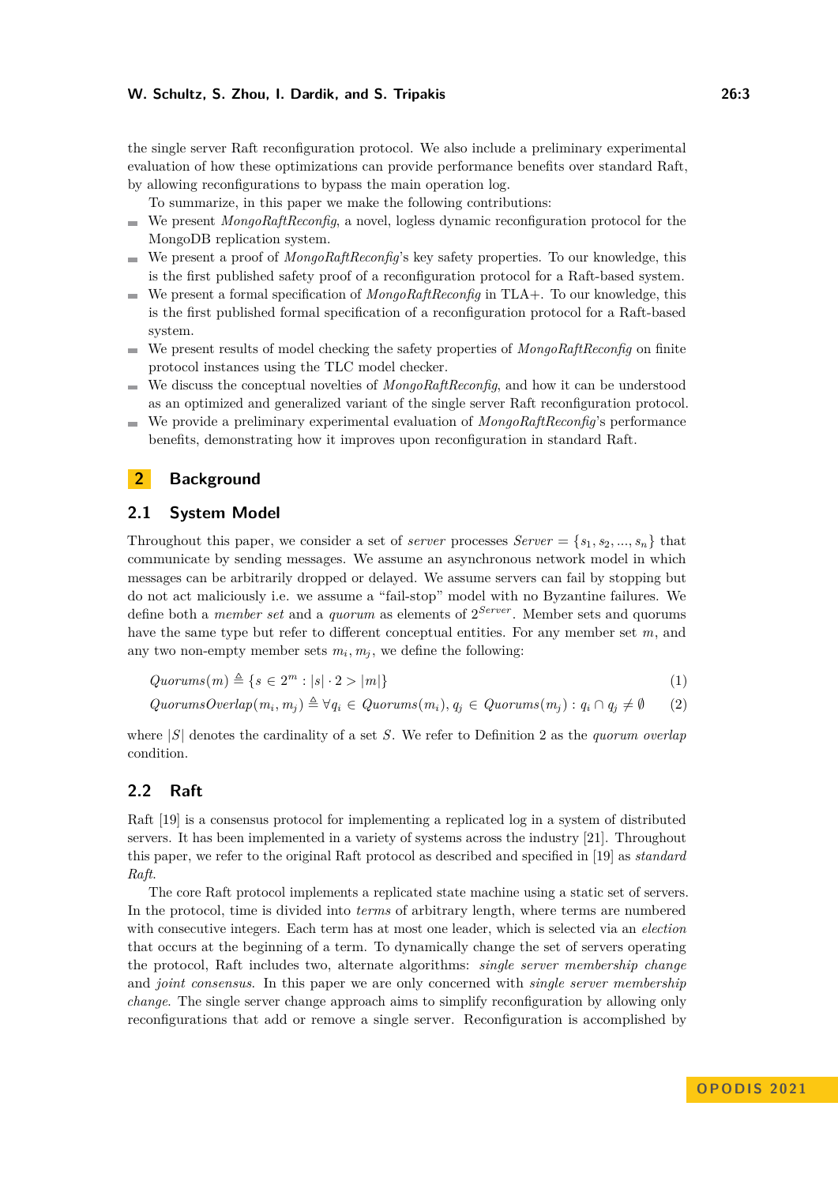the single server Raft reconfiguration protocol. We also include a preliminary experimental evaluation of how these optimizations can provide performance benefits over standard Raft, by allowing reconfigurations to bypass the main operation log.

To summarize, in this paper we make the following contributions:

- We present *MongoRaftReconfig*, a novel, logless dynamic reconfiguration protocol for the MongoDB replication system.
- We present a proof of *MongoRaftReconfig*'s key safety properties. To our knowledge, this is the first published safety proof of a reconfiguration protocol for a Raft-based system.
- We present a formal specification of *MongoRaftReconfig* in TLA+. To our knowledge, this is the first published formal specification of a reconfiguration protocol for a Raft-based system.
- We present results of model checking the safety properties of *MongoRaftReconfig* on finite protocol instances using the TLC model checker.
- We discuss the conceptual novelties of *MongoRaftReconfig*, and how it can be understood as an optimized and generalized variant of the single server Raft reconfiguration protocol.
- We provide a preliminary experimental evaluation of *MongoRaftReconfig*'s performance benefits, demonstrating how it improves upon reconfiguration in standard Raft.

## 2 Background

### 2.1 System Model

Throughout this paper, we consider a set of *server* processes $Server = \{s_1, s_2, ..., s_n\}$ that communicate by sending messages. We assume an asynchronous network model in which messages can be arbitrarily dropped or delayed. We assume servers can fail by stopping but do not act maliciously i.e. we assume a "fail-stop" model with no Byzantine failures. We define both a *member set* and a *quorum* as elements of $2^{Server}$. Member sets and quorums have the same type but refer to different conceptual entities. For any member set $m$, and any two non-empty member sets $m_i, m_j$, we define the following:

$$Quorums(m) \triangleq \{s \in 2^m : |s| \cdot 2 > |m|\} \tag{1}$$

$$QuorumsOverlap(m_i, m_j) \triangleq \forall q_i \in Quorums(m_i), q_j \in Quorums(m_j) : q_i \cap q_j \neq \emptyset \tag{2}$$

where $|S|$ denotes the cardinality of a set $S$. We refer to Definition 2 as the *quorum overlap* condition.

### 2.2 Raft

Raft [19] is a consensus protocol for implementing a replicated log in a system of distributed servers. It has been implemented in a variety of systems across the industry [21]. Throughout this paper, we refer to the original Raft protocol as described and specified in [19] as *standard Raft*.

The core Raft protocol implements a replicated state machine using a static set of servers. In the protocol, time is divided into *terms* of arbitrary length, where terms are numbered with consecutive integers. Each term has at most one leader, which is selected via an *election* that occurs at the beginning of a term. To dynamically change the set of servers operating the protocol, Raft includes two, alternate algorithms: *single server membership change* and *joint consensus*. In this paper we are only concerned with *single server membership change*. The single server change approach aims to simplify reconfiguration by allowing only reconfigurations that add or remove a single server. Reconfiguration is accomplished by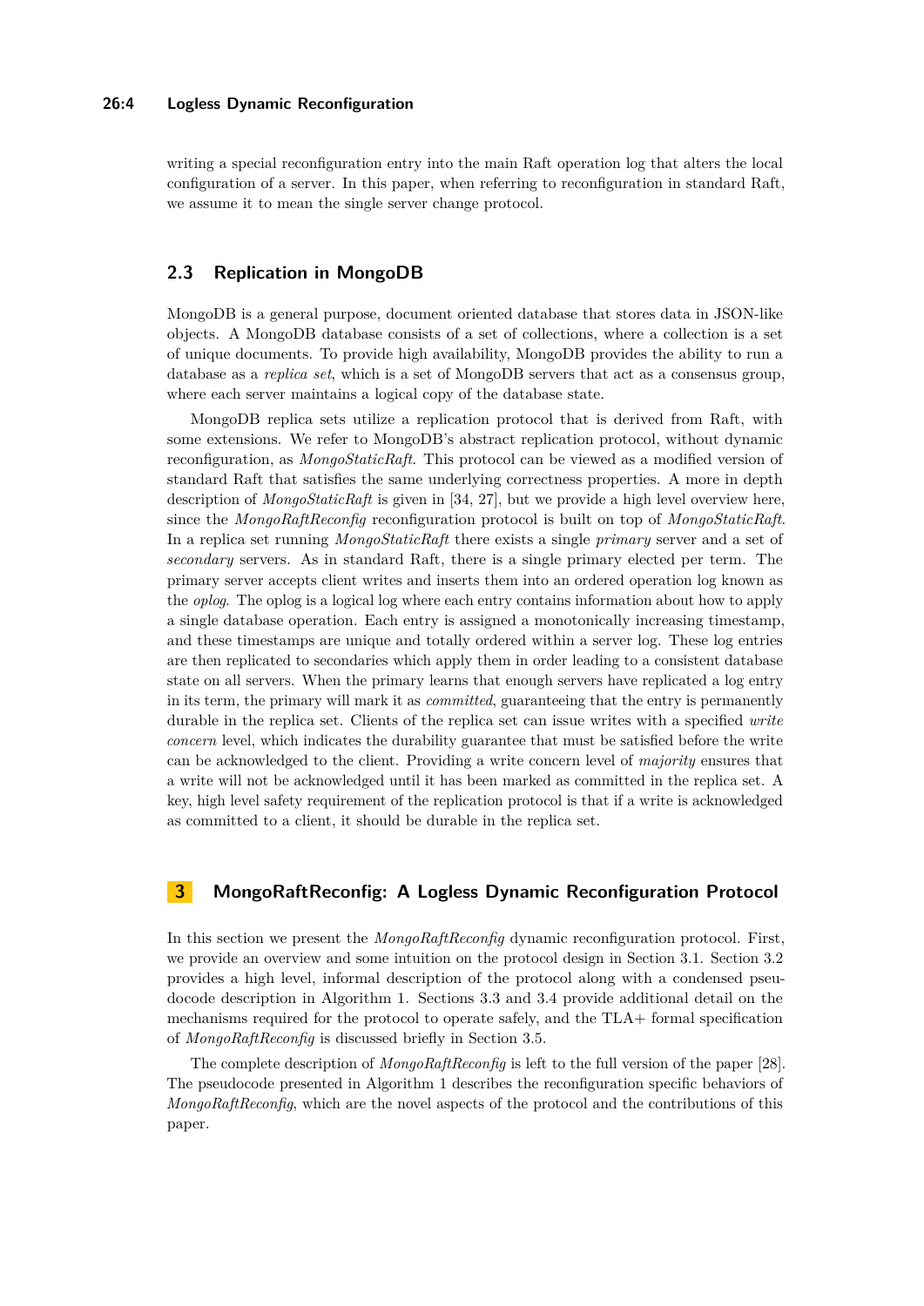writing a special reconfiguration entry into the main Raft operation log that alters the local configuration of a server. In this paper, when referring to reconfiguration in standard Raft, we assume it to mean the single server change protocol.

## 2.3 Replication in MongoDB

MongoDB is a general purpose, document oriented database that stores data in JSON-like objects. A MongoDB database consists of a set of collections, where a collection is a set of unique documents. To provide high availability, MongoDB provides the ability to run a database as a *replica set*, which is a set of MongoDB servers that act as a consensus group, where each server maintains a logical copy of the database state.

MongoDB replica sets utilize a replication protocol that is derived from Raft, with some extensions. We refer to MongoDB's abstract replication protocol, without dynamic reconfiguration, as *MongoStaticRaft*. This protocol can be viewed as a modified version of standard Raft that satisfies the same underlying correctness properties. A more in depth description of *MongoStaticRaft* is given in [34, 27], but we provide a high level overview here, since the *MongoRaftReconfig* reconfiguration protocol is built on top of *MongoStaticRaft*. In a replica set running *MongoStaticRaft* there exists a single *primary* server and a set of *secondary* servers. As in standard Raft, there is a single primary elected per term. The primary server accepts client writes and inserts them into an ordered operation log known as the *oplog*. The oplog is a logical log where each entry contains information about how to apply a single database operation. Each entry is assigned a monotonically increasing timestamp, and these timestamps are unique and totally ordered within a server log. These log entries are then replicated to secondaries which apply them in order leading to a consistent database state on all servers. When the primary learns that enough servers have replicated a log entry in its term, the primary will mark it as *committed*, guaranteeing that the entry is permanently durable in the replica set. Clients of the replica set can issue writes with a specified *write concern* level, which indicates the durability guarantee that must be satisfied before the write can be acknowledged to the client. Providing a write concern level of *majority* ensures that a write will not be acknowledged until it has been marked as committed in the replica set. A key, high level safety requirement of the replication protocol is that if a write is acknowledged as committed to a client, it should be durable in the replica set.

# 3 MongoRaftReconfig: A Logless Dynamic Reconfiguration Protocol

In this section we present the *MongoRaftReconfig* dynamic reconfiguration protocol. First, we provide an overview and some intuition on the protocol design in Section 3.1. Section 3.2 provides a high level, informal description of the protocol along with a condensed pseudocode description in Algorithm 1. Sections 3.3 and 3.4 provide additional detail on the mechanisms required for the protocol to operate safely, and the TLA+ formal specification of *MongoRaftReconfig* is discussed briefly in Section 3.5.

The complete description of *MongoRaftReconfig* is left to the full version of the paper [28]. The pseudocode presented in Algorithm 1 describes the reconfiguration specific behaviors of *MongoRaftReconfig*, which are the novel aspects of the protocol and the contributions of this paper.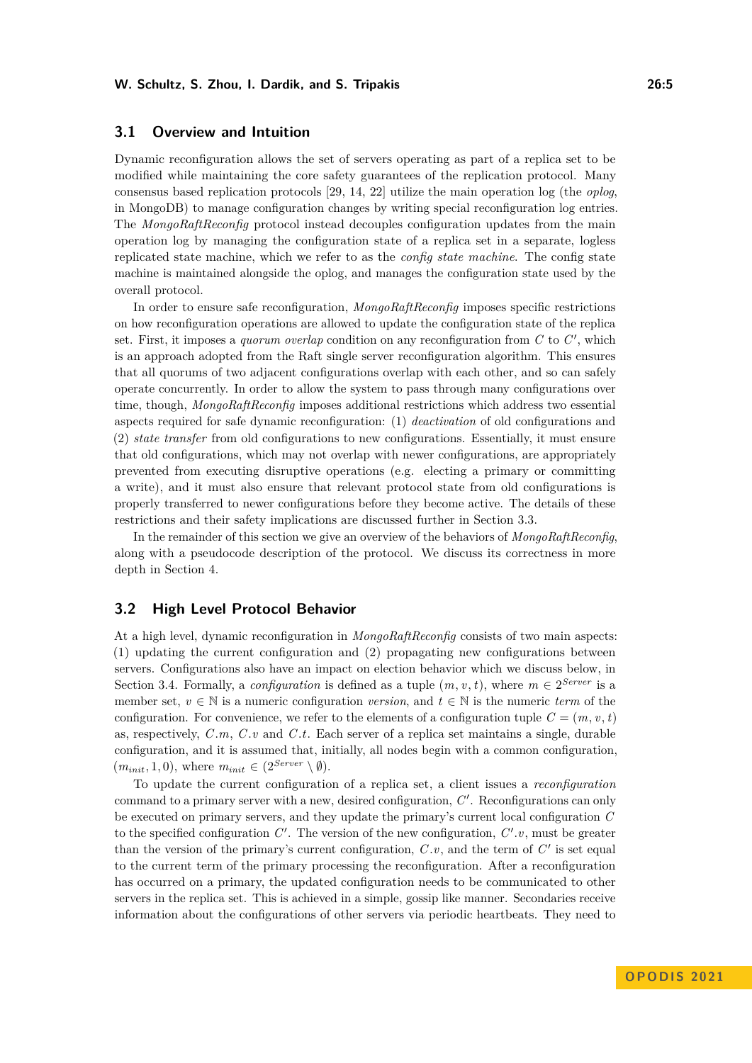## 3.1 Overview and Intuition

Dynamic reconfiguration allows the set of servers operating as part of a replica set to be modified while maintaining the core safety guarantees of the replication protocol. Many consensus based replication protocols [29, 14, 22] utilize the main operation log (the *oplog*, in MongoDB) to manage configuration changes by writing special reconfiguration log entries. The *MongoRaftReconfig* protocol instead decouples configuration updates from the main operation log by managing the configuration state of a replica set in a separate, logless replicated state machine, which we refer to as the *config state machine*. The config state machine is maintained alongside the oplog, and manages the configuration state used by the overall protocol.

In order to ensure safe reconfiguration, *MongoRaftReconfig* imposes specific restrictions on how reconfiguration operations are allowed to update the configuration state of the replica set. First, it imposes a *quorum overlap* condition on any reconfiguration from $C$ to $C'$, which is an approach adopted from the Raft single server reconfiguration algorithm. This ensures that all quorums of two adjacent configurations overlap with each other, and so can safely operate concurrently. In order to allow the system to pass through many configurations over time, though, *MongoRaftReconfig* imposes additional restrictions which address two essential aspects required for safe dynamic reconfiguration: (1) *deactivation* of old configurations and (2) *state transfer* from old configurations to new configurations. Essentially, it must ensure that old configurations, which may not overlap with newer configurations, are appropriately prevented from executing disruptive operations (e.g. electing a primary or committing a write), and it must also ensure that relevant protocol state from old configurations is properly transferred to newer configurations before they become active. The details of these restrictions and their safety implications are discussed further in Section 3.3.

In the remainder of this section we give an overview of the behaviors of *MongoRaftReconfig*, along with a pseudocode description of the protocol. We discuss its correctness in more depth in Section 4.

## 3.2 High Level Protocol Behavior

At a high level, dynamic reconfiguration in *MongoRaftReconfig* consists of two main aspects: (1) updating the current configuration and (2) propagating new configurations between servers. Configurations also have an impact on election behavior which we discuss below, in Section 3.4. Formally, a *configuration* is defined as a tuple $(m, v, t)$, where $m \in 2^{Server}$ is a member set, $v \in \mathbb{N}$ is a numeric configuration *version*, and $t \in \mathbb{N}$ is the numeric *term* of the configuration. For convenience, we refer to the elements of a configuration tuple $C = (m, v, t)$ as, respectively, $C.m$, $C.v$ and $C.t$. Each server of a replica set maintains a single, durable configuration, and it is assumed that, initially, all nodes begin with a common configuration, $(m_{init}, 1, 0)$, where $m_{init} \in (2^{Server} \setminus \emptyset)$.

To update the current configuration of a replica set, a client issues a *reconfiguration* command to a primary server with a new, desired configuration, $C'$. Reconfigurations can only be executed on primary servers, and they update the primary's current local configuration $C$ to the specified configuration $C'$. The version of the new configuration, $C'.v$, must be greater than the version of the primary's current configuration, $C.v$, and the term of $C'$ is set equal to the current term of the primary processing the reconfiguration. After a reconfiguration has occurred on a primary, the updated configuration needs to be communicated to other servers in the replica set. This is achieved in a simple, gossip like manner. Secondaries receive information about the configurations of other servers via periodic heartbeats. They need to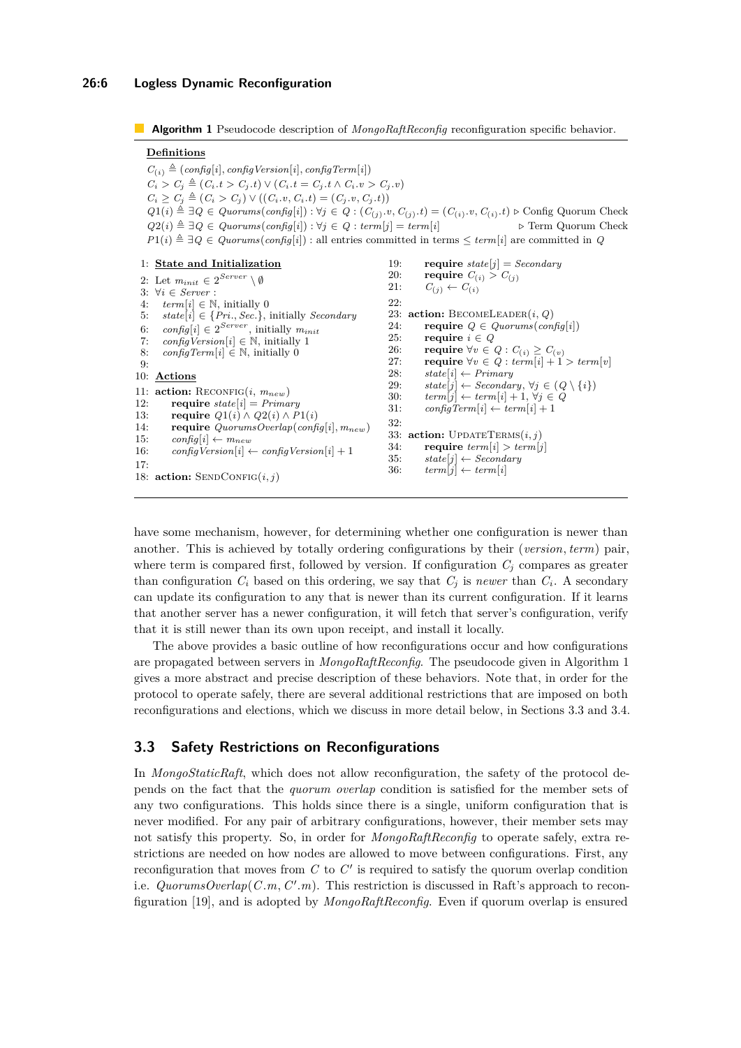**Algorithm 1** Pseudocode description of *MongoRaftReconfig* reconfiguration specific behavior.

**Definitions**

$C_{(i)} \triangleq (config[i], configVersion[i], configTerm[i])$
$C_i > C_j \triangleq (C_i.t > C_j.t) \vee (C_i.t = C_j.t \wedge C_i.v > C_j.v)$
$C_i \geq C_j \triangleq (C_i > C_j) \vee ((C_i.v, C_i.t) = (C_j.v, C_j.t))$
$Q1(i) \triangleq \exists Q \in Quorums(config[i]) : \forall j \in Q : (C_{(j)}.v, C_{(j)}.t) = (C_{(i)}.v, C_{(i)}.t)$ ▷ Config Quorum Check
$Q2(i) \triangleq \exists Q \in Quorums(config[i]) : \forall j \in Q : term[j] = term[i]$ ▷ Term Quorum Check
$P1(i) \triangleq \exists Q \in Quorums(config[i])$ : all entries committed in terms $\leq term[i]$ are committed in $Q$

```
1: State and Initialization
2: Let m_init ∈ 2^Server \ ∅
3: ∀i ∈ Server :
4:   term[i] ∈ ℕ, initially 0
5:   state[i] ∈ {Pri., Sec.}, initially Secondary
6:   config[i] ∈ 2^Server, initially m_init
7:   configVersion[i] ∈ ℕ, initially 1
8:   configTerm[i] ∈ ℕ, initially 0
9:
10: Actions
11: action: Reconfig(i, m_new)
12:     require state[i] = Primary
13:     require Q1(i) ∧ Q2(i) ∧ P1(i)
14:     require QuorumsOverlap(config[i], m_new)
15:     config[i] ← m_new
16:     configVersion[i] ← configVersion[i] + 1
17:
18: action: SendConfig(i, j)
19:     require state[j] = Secondary
20:     require C_(i) > C_(j)
21:     C_(j) ← C_(i)
22:
23: action: BecomeLeader(i, Q)
24:     require Q ∈ Quorums(config[i])
25:     require i ∈ Q
26:     require ∀v ∈ Q : C_(i) ≥ C_(v)
27:     require ∀v ∈ Q : term[i] + 1 > term[v]
28:     state[i] ← Primary
29:     state[j] ← Secondary, ∀j ∈ (Q \ {i})
30:     term[j] ← term[i] + 1, ∀j ∈ Q
31:     configTerm[i] ← term[i] + 1
32:
33: action: UpdateTerms(i, j)
34:     require term[i] > term[j]
35:     state[j] ← Secondary
36:     term[j] ← term[i]
```

have some mechanism, however, for determining whether one configuration is newer than another. This is achieved by totally ordering configurations by their (*version*, *term*) pair, where term is compared first, followed by version. If configuration $C_j$ compares as greater than configuration $C_i$ based on this ordering, we say that $C_j$ is *newer* than $C_i$. A secondary can update its configuration to any that is newer than its current configuration. If it learns that another server has a newer configuration, it will fetch that server's configuration, verify that it is still newer than its own upon receipt, and install it locally.

The above provides a basic outline of how reconfigurations occur and how configurations are propagated between servers in *MongoRaftReconfig*. The pseudocode given in Algorithm 1 gives a more abstract and precise description of these behaviors. Note that, in order for the protocol to operate safely, there are several additional restrictions that are imposed on both reconfigurations and elections, which we discuss in more detail below, in Sections 3.3 and 3.4.

## 3.3 Safety Restrictions on Reconfigurations

In *MongoStaticRaft*, which does not allow reconfiguration, the safety of the protocol depends on the fact that the *quorum overlap* condition is satisfied for the member sets of any two configurations. This holds since there is a single, uniform configuration that is never modified. For any pair of arbitrary configurations, however, their member sets may not satisfy this property. So, in order for *MongoRaftReconfig* to operate safely, extra restrictions are needed on how nodes are allowed to move between configurations. First, any reconfiguration that moves from $C$ to $C'$ is required to satisfy the quorum overlap condition i.e. $QuorumsOverlap(C.m, C'.m)$. This restriction is discussed in Raft's approach to reconfiguration [19], and is adopted by *MongoRaftReconfig*. Even if quorum overlap is ensured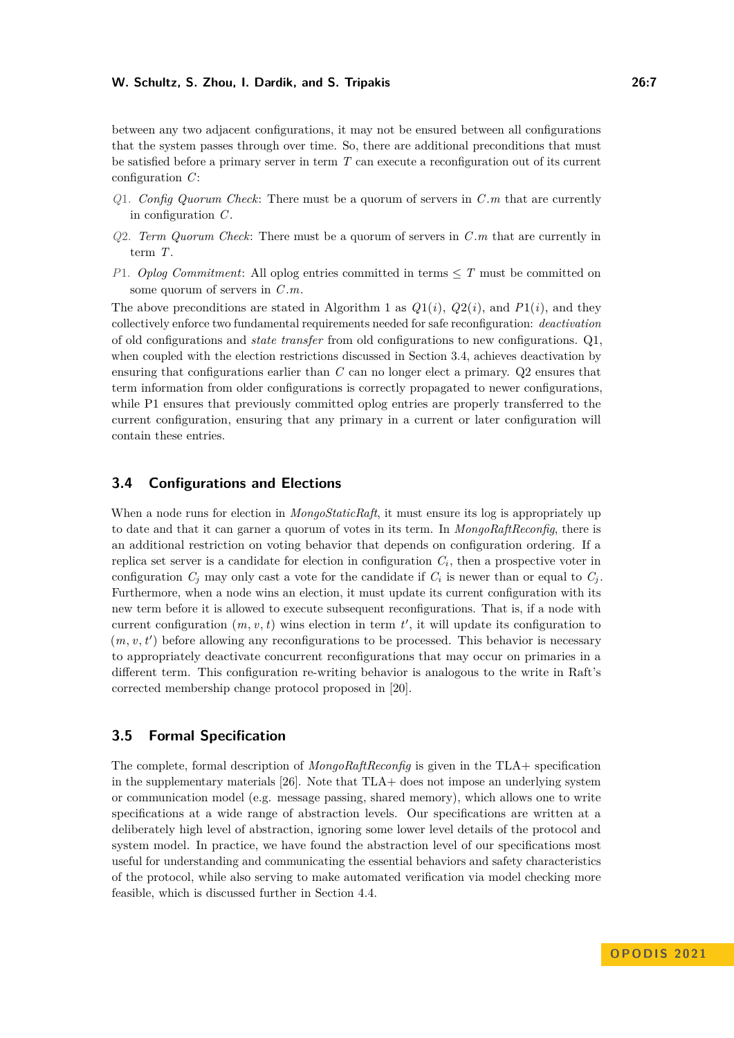between any two adjacent configurations, it may not be ensured between all configurations that the system passes through over time. So, there are additional preconditions that must be satisfied before a primary server in term $T$ can execute a reconfiguration out of its current configuration $C$:

- *Q1. Config Quorum Check*: There must be a quorum of servers in $C.m$ that are currently in configuration $C$.
- *Q2. Term Quorum Check*: There must be a quorum of servers in $C.m$ that are currently in term $T$.
- *P1. Oplog Commitment*: All oplog entries committed in terms $\leq T$ must be committed on some quorum of servers in $C.m$.

The above preconditions are stated in Algorithm 1 as $Q1(i)$, $Q2(i)$, and $P1(i)$, and they collectively enforce two fundamental requirements needed for safe reconfiguration: *deactivation* of old configurations and *state transfer* from old configurations to new configurations. Q1, when coupled with the election restrictions discussed in Section 3.4, achieves deactivation by ensuring that configurations earlier than $C$ can no longer elect a primary. Q2 ensures that term information from older configurations is correctly propagated to newer configurations, while P1 ensures that previously committed oplog entries are properly transferred to the current configuration, ensuring that any primary in a current or later configuration will contain these entries.

### 3.4 Configurations and Elections

When a node runs for election in *MongoStaticRaft*, it must ensure its log is appropriately up to date and that it can garner a quorum of votes in its term. In *MongoRaftReconfig*, there is an additional restriction on voting behavior that depends on configuration ordering. If a replica set server is a candidate for election in configuration $C_i$, then a prospective voter in configuration $C_j$ may only cast a vote for the candidate if $C_i$ is newer than or equal to $C_j$. Furthermore, when a node wins an election, it must update its current configuration with its new term before it is allowed to execute subsequent reconfigurations. That is, if a node with current configuration $(m, v, t)$ wins election in term $t'$, it will update its configuration to $(m, v, t')$ before allowing any reconfigurations to be processed. This behavior is necessary to appropriately deactivate concurrent reconfigurations that may occur on primaries in a different term. This configuration re-writing behavior is analogous to the write in Raft's corrected membership change protocol proposed in [20].

### 3.5 Formal Specification

The complete, formal description of *MongoRaftReconfig* is given in the TLA+ specification in the supplementary materials [26]. Note that TLA+ does not impose an underlying system or communication model (e.g. message passing, shared memory), which allows one to write specifications at a wide range of abstraction levels. Our specifications are written at a deliberately high level of abstraction, ignoring some lower level details of the protocol and system model. In practice, we have found the abstraction level of our specifications most useful for understanding and communicating the essential behaviors and safety characteristics of the protocol, while also serving to make automated verification via model checking more feasible, which is discussed further in Section 4.4.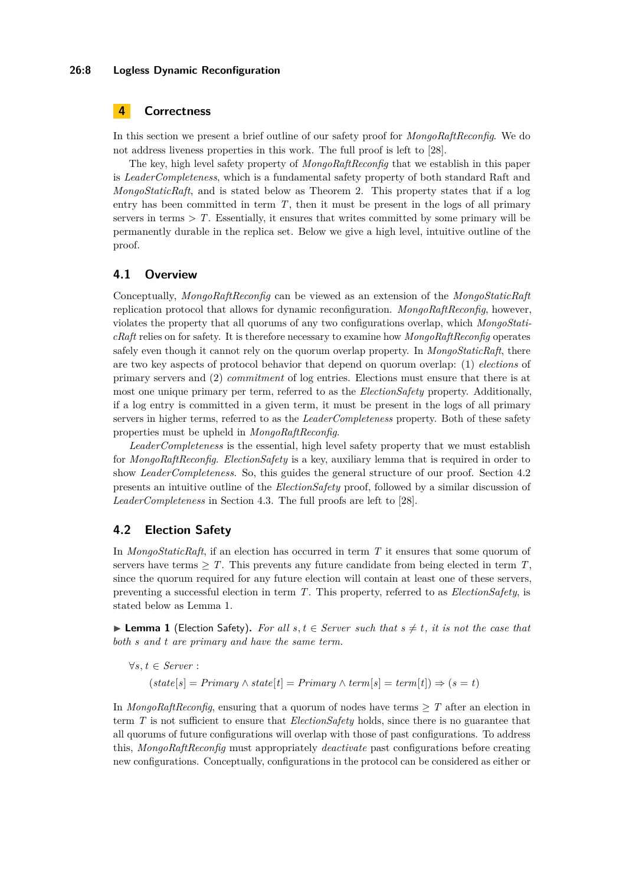## 4 Correctness

In this section we present a brief outline of our safety proof for *MongoRaftReconfig*. We do not address liveness properties in this work. The full proof is left to [28].

The key, high level safety property of *MongoRaftReconfig* that we establish in this paper is *LeaderCompleteness*, which is a fundamental safety property of both standard Raft and *MongoStaticRaft*, and is stated below as Theorem 2. This property states that if a log entry has been committed in term $T$, then it must be present in the logs of all primary servers in terms $> T$. Essentially, it ensures that writes committed by some primary will be permanently durable in the replica set. Below we give a high level, intuitive outline of the proof.

### 4.1 Overview

Conceptually, *MongoRaftReconfig* can be viewed as an extension of the *MongoStaticRaft* replication protocol that allows for dynamic reconfiguration. *MongoRaftReconfig*, however, violates the property that all quorums of any two configurations overlap, which *MongoStaticRaft* relies on for safety. It is therefore necessary to examine how *MongoRaftReconfig* operates safely even though it cannot rely on the quorum overlap property. In *MongoStaticRaft*, there are two key aspects of protocol behavior that depend on quorum overlap: (1) *elections* of primary servers and (2) *commitment* of log entries. Elections must ensure that there is at most one unique primary per term, referred to as the *ElectionSafety* property. Additionally, if a log entry is committed in a given term, it must be present in the logs of all primary servers in higher terms, referred to as the *LeaderCompleteness* property. Both of these safety properties must be upheld in *MongoRaftReconfig*.

*LeaderCompleteness* is the essential, high level safety property that we must establish for *MongoRaftReconfig*. *ElectionSafety* is a key, auxiliary lemma that is required in order to show *LeaderCompleteness*. So, this guides the general structure of our proof. Section 4.2 presents an intuitive outline of the *ElectionSafety* proof, followed by a similar discussion of *LeaderCompleteness* in Section 4.3. The full proofs are left to [28].

### 4.2 Election Safety

In *MongoStaticRaft*, if an election has occurred in term $T$ it ensures that some quorum of servers have terms $\geq T$. This prevents any future candidate from being elected in term $T$, since the quorum required for any future election will contain at least one of these servers, preventing a successful election in term $T$. This property, referred to as *ElectionSafety*, is stated below as Lemma 1.

▶ **Lemma 1** (Election Safety). *For all $s, t \in Server$ such that $s \neq t$, it is not the case that both $s$ and $t$ are primary and have the same term.*

$$\forall s, t \in Server :$$
$$(state[s] = Primary \wedge state[t] = Primary \wedge term[s] = term[t]) \Rightarrow (s = t)$$

In *MongoRaftReconfig*, ensuring that a quorum of nodes have terms $\geq T$ after an election in term $T$ is not sufficient to ensure that *ElectionSafety* holds, since there is no guarantee that all quorums of future configurations will overlap with those of past configurations. To address this, *MongoRaftReconfig* must appropriately *deactivate* past configurations before creating new configurations. Conceptually, configurations in the protocol can be considered as either or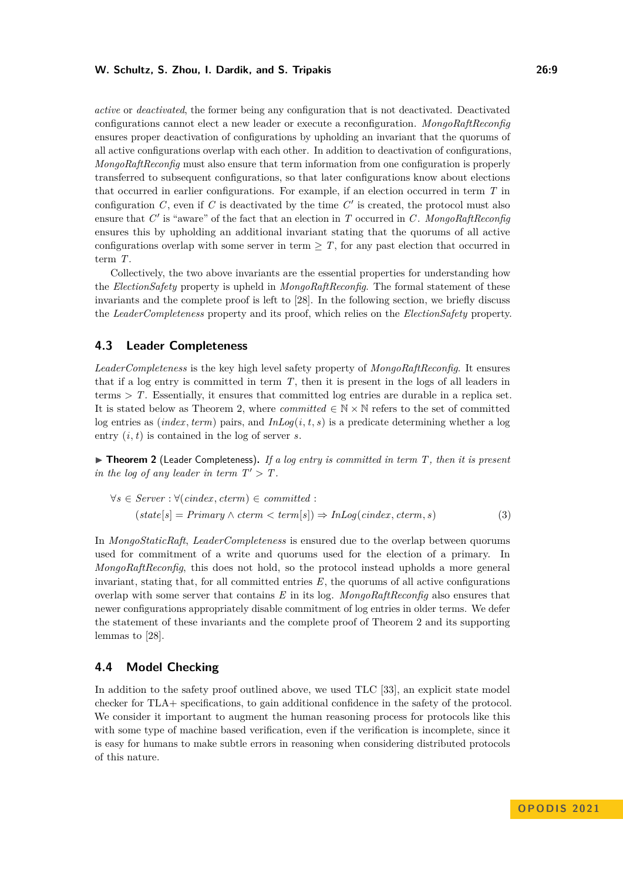*active* or *deactivated*, the former being any configuration that is not deactivated. Deactivated configurations cannot elect a new leader or execute a reconfiguration. *MongoRaftReconfig* ensures proper deactivation of configurations by upholding an invariant that the quorums of all active configurations overlap with each other. In addition to deactivation of configurations, *MongoRaftReconfig* must also ensure that term information from one configuration is properly transferred to subsequent configurations, so that later configurations know about elections that occurred in earlier configurations. For example, if an election occurred in term $T$ in configuration $C$, even if $C$ is deactivated by the time $C'$ is created, the protocol must also ensure that $C'$ is "aware" of the fact that an election in $T$ occurred in $C$. *MongoRaftReconfig* ensures this by upholding an additional invariant stating that the quorums of all active configurations overlap with some server in term $\geq T$, for any past election that occurred in term $T$.

Collectively, the two above invariants are the essential properties for understanding how the *ElectionSafety* property is upheld in *MongoRaftReconfig*. The formal statement of these invariants and the complete proof is left to [28]. In the following section, we briefly discuss the *LeaderCompleteness* property and its proof, which relies on the *ElectionSafety* property.

## 4.3 Leader Completeness

*LeaderCompleteness* is the key high level safety property of *MongoRaftReconfig*. It ensures that if a log entry is committed in term $T$, then it is present in the logs of all leaders in terms $> T$. Essentially, it ensures that committed log entries are durable in a replica set. It is stated below as Theorem 2, where $committed \in \mathbb{N} \times \mathbb{N}$ refers to the set of committed log entries as $(index, term)$ pairs, and $InLog(i, t, s)$ is a predicate determining whether a log entry $(i, t)$ is contained in the log of server $s$.

▶ **Theorem 2** (Leader Completeness). *If a log entry is committed in term $T$, then it is present in the log of any leader in term $T' > T$.*

$$\forall s \in Server : \forall (cindex, cterm) \in committed :$$
$$(state[s] = Primary \land cterm < term[s]) \Rightarrow InLog(cindex, cterm, s) \tag{3}$$

In *MongoStaticRaft*, *LeaderCompleteness* is ensured due to the overlap between quorums used for commitment of a write and quorums used for the election of a primary. In *MongoRaftReconfig*, this does not hold, so the protocol instead upholds a more general invariant, stating that, for all committed entries $E$, the quorums of all active configurations overlap with some server that contains $E$ in its log. *MongoRaftReconfig* also ensures that newer configurations appropriately disable commitment of log entries in older terms. We defer the statement of these invariants and the complete proof of Theorem 2 and its supporting lemmas to [28].

## 4.4 Model Checking

In addition to the safety proof outlined above, we used TLC [33], an explicit state model checker for TLA+ specifications, to gain additional confidence in the safety of the protocol. We consider it important to augment the human reasoning process for protocols like this with some type of machine based verification, even if the verification is incomplete, since it is easy for humans to make subtle errors in reasoning when considering distributed protocols of this nature.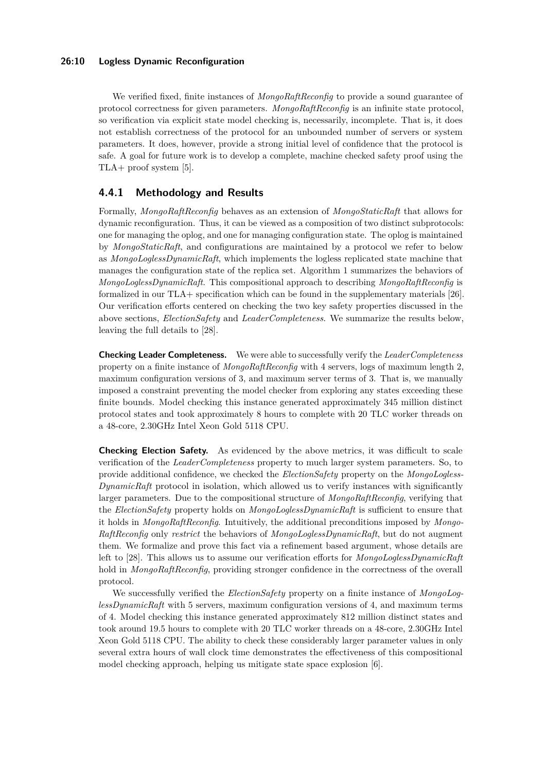We verified fixed, finite instances of *MongoRaftReconfig* to provide a sound guarantee of protocol correctness for given parameters. *MongoRaftReconfig* is an infinite state protocol, so verification via explicit state model checking is, necessarily, incomplete. That is, it does not establish correctness of the protocol for an unbounded number of servers or system parameters. It does, however, provide a strong initial level of confidence that the protocol is safe. A goal for future work is to develop a complete, machine checked safety proof using the TLA+ proof system [5].

### 4.4.1 Methodology and Results

Formally, *MongoRaftReconfig* behaves as an extension of *MongoStaticRaft* that allows for dynamic reconfiguration. Thus, it can be viewed as a composition of two distinct subprotocols: one for managing the oplog, and one for managing configuration state. The oplog is maintained by *MongoStaticRaft*, and configurations are maintained by a protocol we refer to below as *MongoLoglessDynamicRaft*, which implements the logless replicated state machine that manages the configuration state of the replica set. Algorithm 1 summarizes the behaviors of *MongoLoglessDynamicRaft*. This compositional approach to describing *MongoRaftReconfig* is formalized in our TLA+ specification which can be found in the supplementary materials [26]. Our verification efforts centered on checking the two key safety properties discussed in the above sections, *ElectionSafety* and *LeaderCompleteness*. We summarize the results below, leaving the full details to [28].

**Checking Leader Completeness.** We were able to successfully verify the *LeaderCompleteness* property on a finite instance of *MongoRaftReconfig* with 4 servers, logs of maximum length 2, maximum configuration versions of 3, and maximum server terms of 3. That is, we manually imposed a constraint preventing the model checker from exploring any states exceeding these finite bounds. Model checking this instance generated approximately 345 million distinct protocol states and took approximately 8 hours to complete with 20 TLC worker threads on a 48-core, 2.30GHz Intel Xeon Gold 5118 CPU.

**Checking Election Safety.** As evidenced by the above metrics, it was difficult to scale verification of the *LeaderCompleteness* property to much larger system parameters. So, to provide additional confidence, we checked the *ElectionSafety* property on the *MongoLoglessDynamicRaft* protocol in isolation, which allowed us to verify instances with significantly larger parameters. Due to the compositional structure of *MongoRaftReconfig*, verifying that the *ElectionSafety* property holds on *MongoLoglessDynamicRaft* is sufficient to ensure that it holds in *MongoRaftReconfig*. Intuitively, the additional preconditions imposed by *MongoRaftReconfig* only *restrict* the behaviors of *MongoLoglessDynamicRaft*, but do not augment them. We formalize and prove this fact via a refinement based argument, whose details are left to [28]. This allows us to assume our verification efforts for *MongoLoglessDynamicRaft* hold in *MongoRaftReconfig*, providing stronger confidence in the correctness of the overall protocol.

We successfully verified the *ElectionSafety* property on a finite instance of *MongoLoglessDynamicRaft* with 5 servers, maximum configuration versions of 4, and maximum terms of 4. Model checking this instance generated approximately 812 million distinct states and took around 19.5 hours to complete with 20 TLC worker threads on a 48-core, 2.30GHz Intel Xeon Gold 5118 CPU. The ability to check these considerably larger parameter values in only several extra hours of wall clock time demonstrates the effectiveness of this compositional model checking approach, helping us mitigate state space explosion [6].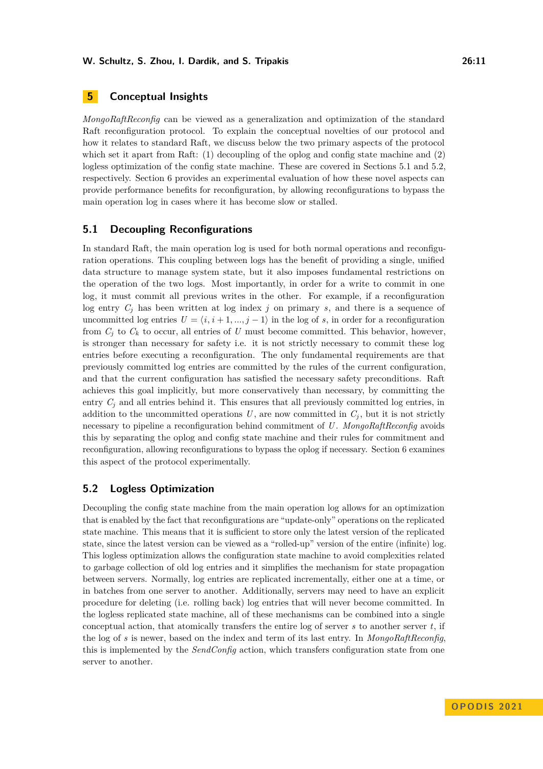## 5 Conceptual Insights

*MongoRaftReconfig* can be viewed as a generalization and optimization of the standard Raft reconfiguration protocol. To explain the conceptual novelties of our protocol and how it relates to standard Raft, we discuss below the two primary aspects of the protocol which set it apart from Raft: (1) decoupling of the oplog and config state machine and (2) logless optimization of the config state machine. These are covered in Sections 5.1 and 5.2, respectively. Section 6 provides an experimental evaluation of how these novel aspects can provide performance benefits for reconfiguration, by allowing reconfigurations to bypass the main operation log in cases where it has become slow or stalled.

### 5.1 Decoupling Reconfigurations

In standard Raft, the main operation log is used for both normal operations and reconfiguration operations. This coupling between logs has the benefit of providing a single, unified data structure to manage system state, but it also imposes fundamental restrictions on the operation of the two logs. Most importantly, in order for a write to commit in one log, it must commit all previous writes in the other. For example, if a reconfiguration log entry $C_j$ has been written at log index $j$ on primary $s$, and there is a sequence of uncommitted log entries $U = \langle i, i+1, ..., j-1 \rangle$ in the log of $s$, in order for a reconfiguration from $C_j$ to $C_k$ to occur, all entries of $U$ must become committed. This behavior, however, is stronger than necessary for safety i.e. it is not strictly necessary to commit these log entries before executing a reconfiguration. The only fundamental requirements are that previously committed log entries are committed by the rules of the current configuration, and that the current configuration has satisfied the necessary safety preconditions. Raft achieves this goal implicitly, but more conservatively than necessary, by committing the entry $C_j$ and all entries behind it. This ensures that all previously committed log entries, in addition to the uncommitted operations $U$, are now committed in $C_j$, but it is not strictly necessary to pipeline a reconfiguration behind commitment of $U$. *MongoRaftReconfig* avoids this by separating the oplog and config state machine and their rules for commitment and reconfiguration, allowing reconfigurations to bypass the oplog if necessary. Section 6 examines this aspect of the protocol experimentally.

### 5.2 Logless Optimization

Decoupling the config state machine from the main operation log allows for an optimization that is enabled by the fact that reconfigurations are "update-only" operations on the replicated state machine. This means that it is sufficient to store only the latest version of the replicated state, since the latest version can be viewed as a "rolled-up" version of the entire (infinite) log. This logless optimization allows the configuration state machine to avoid complexities related to garbage collection of old log entries and it simplifies the mechanism for state propagation between servers. Normally, log entries are replicated incrementally, either one at a time, or in batches from one server to another. Additionally, servers may need to have an explicit procedure for deleting (i.e. rolling back) log entries that will never become committed. In the logless replicated state machine, all of these mechanisms can be combined into a single conceptual action, that atomically transfers the entire log of server $s$ to another server $t$, if the log of $s$ is newer, based on the index and term of its last entry. In *MongoRaftReconfig*, this is implemented by the *SendConfig* action, which transfers configuration state from one server to another.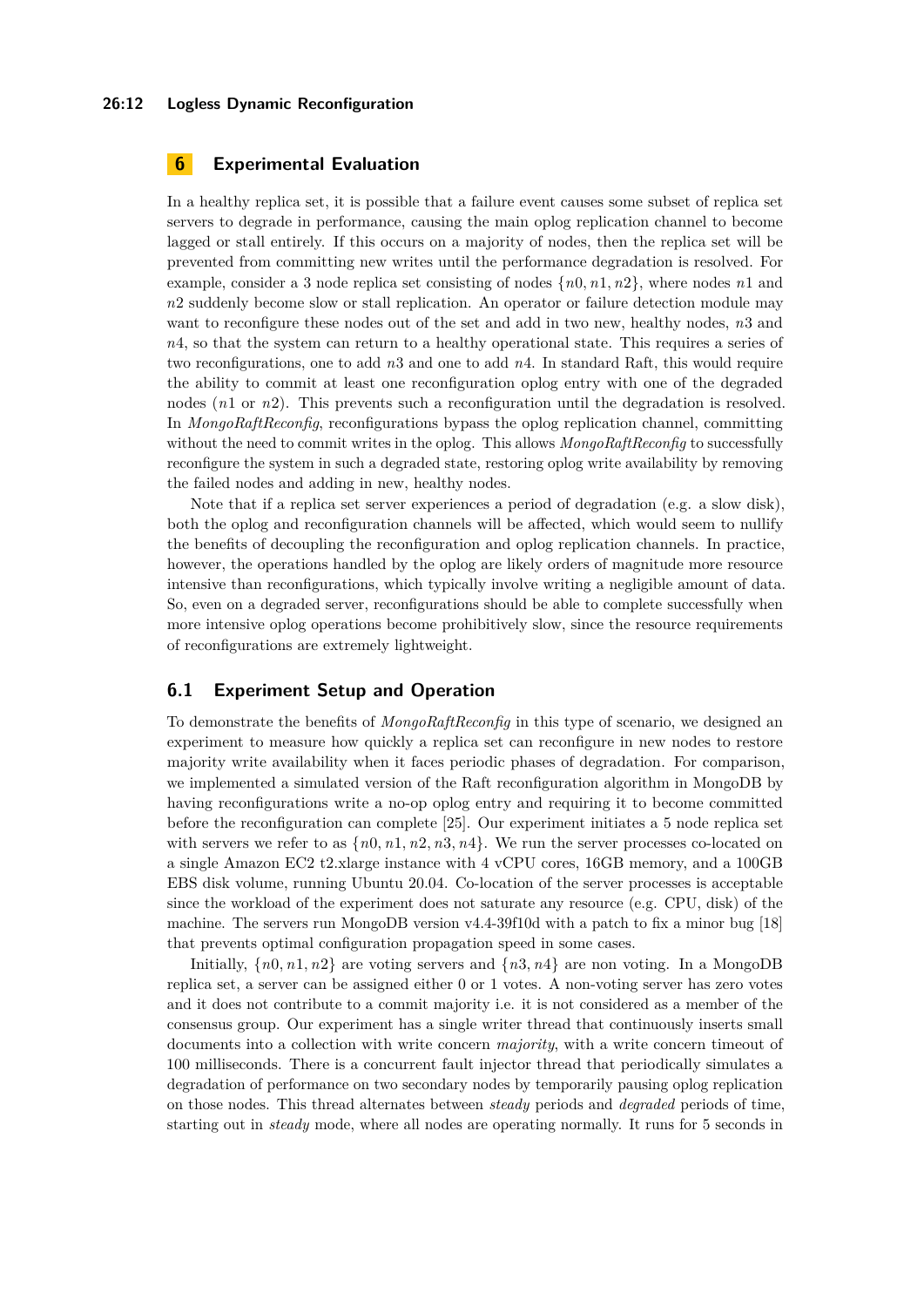## 6 Experimental Evaluation

In a healthy replica set, it is possible that a failure event causes some subset of replica set servers to degrade in performance, causing the main oplog replication channel to become lagged or stall entirely. If this occurs on a majority of nodes, then the replica set will be prevented from committing new writes until the performance degradation is resolved. For example, consider a 3 node replica set consisting of nodes $\{n0, n1, n2\}$, where nodes $n1$ and $n2$ suddenly become slow or stall replication. An operator or failure detection module may want to reconfigure these nodes out of the set and add in two new, healthy nodes, $n3$ and $n4$, so that the system can return to a healthy operational state. This requires a series of two reconfigurations, one to add $n3$ and one to add $n4$. In standard Raft, this would require the ability to commit at least one reconfiguration oplog entry with one of the degraded nodes ($n1$ or $n2$). This prevents such a reconfiguration until the degradation is resolved. In *MongoRaftReconfig*, reconfigurations bypass the oplog replication channel, committing without the need to commit writes in the oplog. This allows *MongoRaftReconfig* to successfully reconfigure the system in such a degraded state, restoring oplog write availability by removing the failed nodes and adding in new, healthy nodes.

Note that if a replica set server experiences a period of degradation (e.g. a slow disk), both the oplog and reconfiguration channels will be affected, which would seem to nullify the benefits of decoupling the reconfiguration and oplog replication channels. In practice, however, the operations handled by the oplog are likely orders of magnitude more resource intensive than reconfigurations, which typically involve writing a negligible amount of data. So, even on a degraded server, reconfigurations should be able to complete successfully when more intensive oplog operations become prohibitively slow, since the resource requirements of reconfigurations are extremely lightweight.

### 6.1 Experiment Setup and Operation

To demonstrate the benefits of *MongoRaftReconfig* in this type of scenario, we designed an experiment to measure how quickly a replica set can reconfigure in new nodes to restore majority write availability when it faces periodic phases of degradation. For comparison, we implemented a simulated version of the Raft reconfiguration algorithm in MongoDB by having reconfigurations write a no-op oplog entry and requiring it to become committed before the reconfiguration can complete [25]. Our experiment initiates a 5 node replica set with servers we refer to as $\{n0, n1, n2, n3, n4\}$. We run the server processes co-located on a single Amazon EC2 t2.xlarge instance with 4 vCPU cores, 16GB memory, and a 100GB EBS disk volume, running Ubuntu 20.04. Co-location of the server processes is acceptable since the workload of the experiment does not saturate any resource (e.g. CPU, disk) of the machine. The servers run MongoDB version v4.4-39f10d with a patch to fix a minor bug [18] that prevents optimal configuration propagation speed in some cases.

Initially, $\{n0, n1, n2\}$ are voting servers and $\{n3, n4\}$ are non voting. In a MongoDB replica set, a server can be assigned either 0 or 1 votes. A non-voting server has zero votes and it does not contribute to a commit majority i.e. it is not considered as a member of the consensus group. Our experiment has a single writer thread that continuously inserts small documents into a collection with write concern *majority*, with a write concern timeout of 100 milliseconds. There is a concurrent fault injector thread that periodically simulates a degradation of performance on two secondary nodes by temporarily pausing oplog replication on those nodes. This thread alternates between *steady* periods and *degraded* periods of time, starting out in *steady* mode, where all nodes are operating normally. It runs for 5 seconds in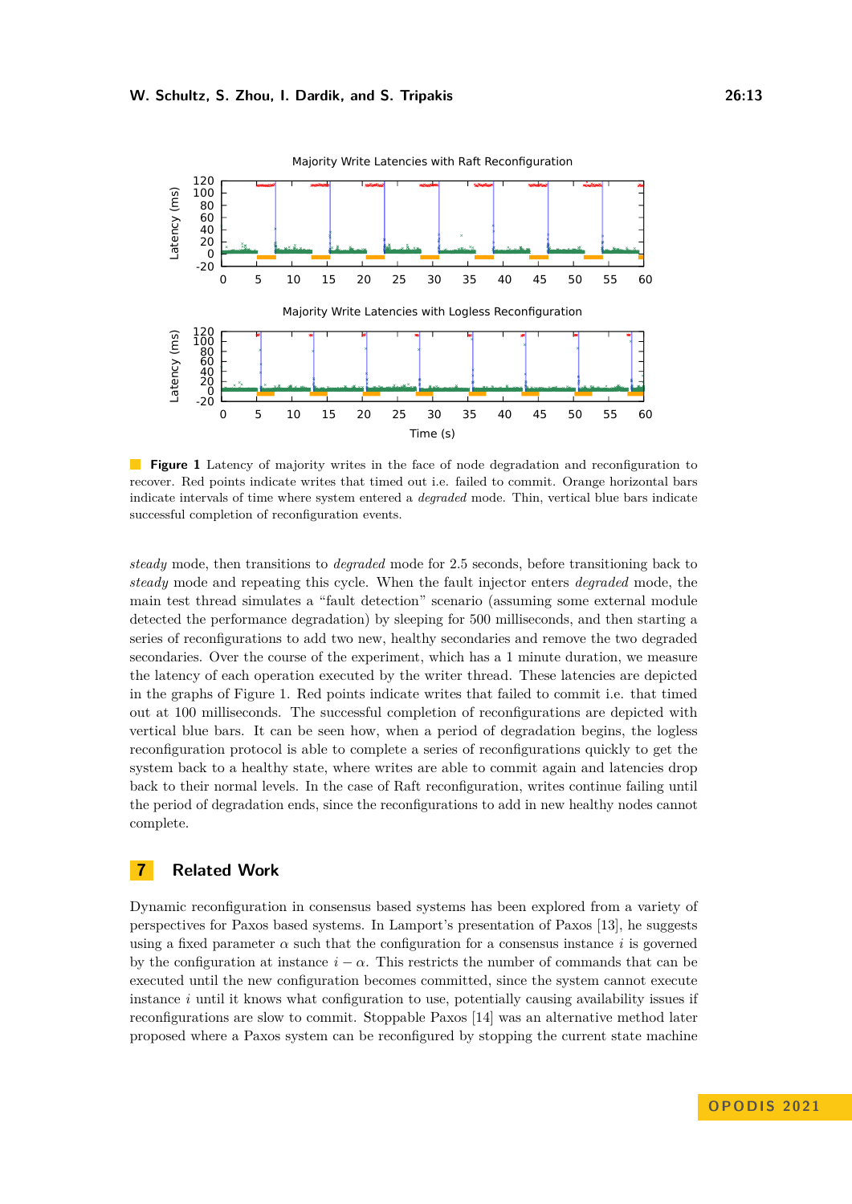**Figure 1** Latency of majority writes in the face of node degradation and reconfiguration to recover. Red points indicate writes that timed out i.e. failed to commit. Orange horizontal bars indicate intervals of time where system entered a *degraded* mode. Thin, vertical blue bars indicate successful completion of reconfiguration events.

*steady* mode, then transitions to *degraded* mode for 2.5 seconds, before transitioning back to *steady* mode and repeating this cycle. When the fault injector enters *degraded* mode, the main test thread simulates a "fault detection" scenario (assuming some external module detected the performance degradation) by sleeping for 500 milliseconds, and then starting a series of reconfigurations to add two new, healthy secondaries and remove the two degraded secondaries. Over the course of the experiment, which has a 1 minute duration, we measure the latency of each operation executed by the writer thread. These latencies are depicted in the graphs of Figure 1. Red points indicate writes that failed to commit i.e. that timed out at 100 milliseconds. The successful completion of reconfigurations are depicted with vertical blue bars. It can be seen how, when a period of degradation begins, the logless reconfiguration protocol is able to complete a series of reconfigurations quickly to get the system back to a healthy state, where writes are able to commit again and latencies drop back to their normal levels. In the case of Raft reconfiguration, writes continue failing until the period of degradation ends, since the reconfigurations to add in new healthy nodes cannot complete.

## 7 Related Work

Dynamic reconfiguration in consensus based systems has been explored from a variety of perspectives for Paxos based systems. In Lamport's presentation of Paxos [13], he suggests using a fixed parameter $\alpha$ such that the configuration for a consensus instance $i$ is governed by the configuration at instance $i - \alpha$. This restricts the number of commands that can be executed until the new configuration becomes committed, since the system cannot execute instance $i$ until it knows what configuration to use, potentially causing availability issues if reconfigurations are slow to commit. Stoppable Paxos [14] was an alternative method later proposed where a Paxos system can be reconfigured by stopping the current state machine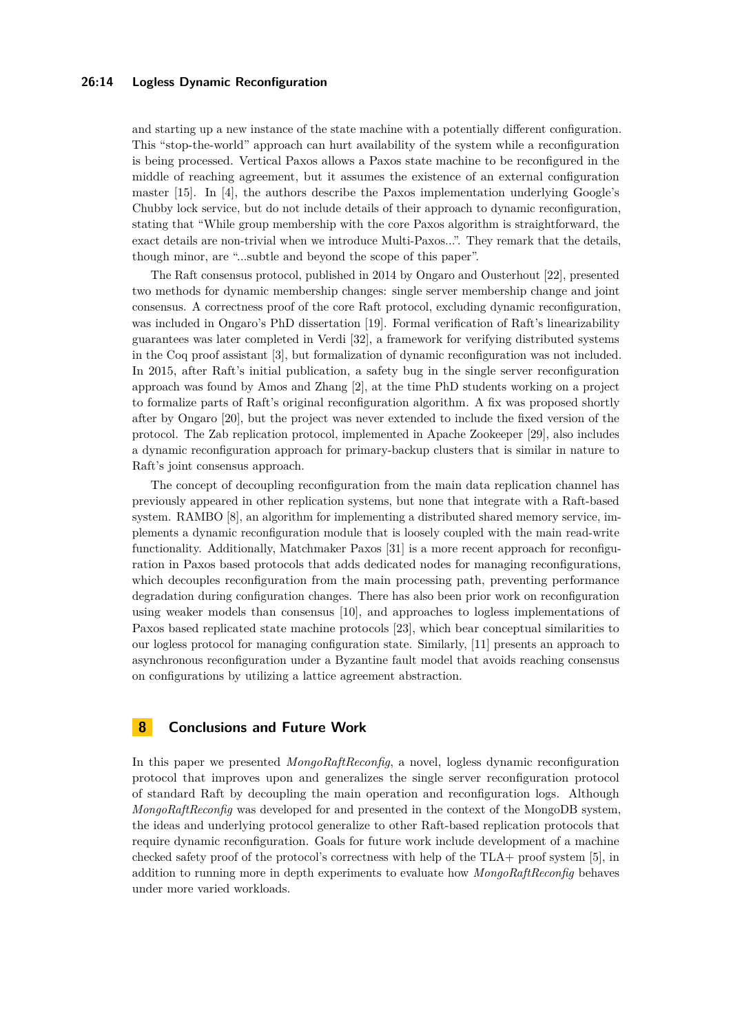and starting up a new instance of the state machine with a potentially different configuration. This "stop-the-world" approach can hurt availability of the system while a reconfiguration is being processed. Vertical Paxos allows a Paxos state machine to be reconfigured in the middle of reaching agreement, but it assumes the existence of an external configuration master [15]. In [4], the authors describe the Paxos implementation underlying Google's Chubby lock service, but do not include details of their approach to dynamic reconfiguration, stating that "While group membership with the core Paxos algorithm is straightforward, the exact details are non-trivial when we introduce Multi-Paxos...". They remark that the details, though minor, are "...subtle and beyond the scope of this paper".

The Raft consensus protocol, published in 2014 by Ongaro and Ousterhout [22], presented two methods for dynamic membership changes: single server membership change and joint consensus. A correctness proof of the core Raft protocol, excluding dynamic reconfiguration, was included in Ongaro's PhD dissertation [19]. Formal verification of Raft's linearizability guarantees was later completed in Verdi [32], a framework for verifying distributed systems in the Coq proof assistant [3], but formalization of dynamic reconfiguration was not included. In 2015, after Raft's initial publication, a safety bug in the single server reconfiguration approach was found by Amos and Zhang [2], at the time PhD students working on a project to formalize parts of Raft's original reconfiguration algorithm. A fix was proposed shortly after by Ongaro [20], but the project was never extended to include the fixed version of the protocol. The Zab replication protocol, implemented in Apache Zookeeper [29], also includes a dynamic reconfiguration approach for primary-backup clusters that is similar in nature to Raft's joint consensus approach.

The concept of decoupling reconfiguration from the main data replication channel has previously appeared in other replication systems, but none that integrate with a Raft-based system. RAMBO [8], an algorithm for implementing a distributed shared memory service, implements a dynamic reconfiguration module that is loosely coupled with the main read-write functionality. Additionally, Matchmaker Paxos [31] is a more recent approach for reconfiguration in Paxos based protocols that adds dedicated nodes for managing reconfigurations, which decouples reconfiguration from the main processing path, preventing performance degradation during configuration changes. There has also been prior work on reconfiguration using weaker models than consensus [10], and approaches to logless implementations of Paxos based replicated state machine protocols [23], which bear conceptual similarities to our logless protocol for managing configuration state. Similarly, [11] presents an approach to asynchronous reconfiguration under a Byzantine fault model that avoids reaching consensus on configurations by utilizing a lattice agreement abstraction.

## 8 Conclusions and Future Work

In this paper we presented *MongoRaftReconfig*, a novel, logless dynamic reconfiguration protocol that improves upon and generalizes the single server reconfiguration protocol of standard Raft by decoupling the main operation and reconfiguration logs. Although *MongoRaftReconfig* was developed for and presented in the context of the MongoDB system, the ideas and underlying protocol generalize to other Raft-based replication protocols that require dynamic reconfiguration. Goals for future work include development of a machine checked safety proof of the protocol's correctness with help of the TLA+ proof system [5], in addition to running more in depth experiments to evaluate how *MongoRaftReconfig* behaves under more varied workloads.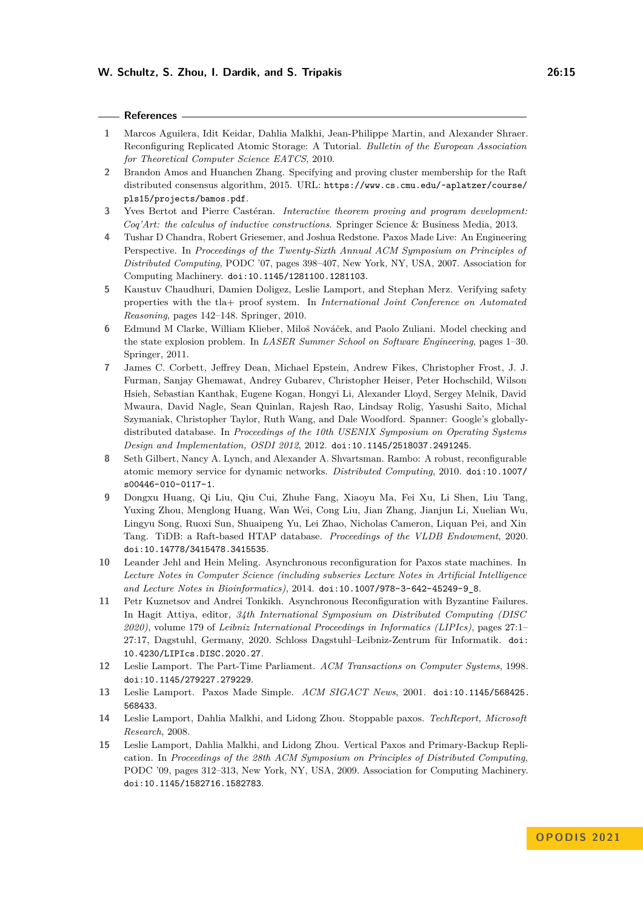## References

1. Marcos Aguilera, Idit Keidar, Dahlia Malkhi, Jean-Philippe Martin, and Alexander Shraer. Reconfiguring Replicated Atomic Storage: A Tutorial. *Bulletin of the European Association for Theoretical Computer Science EATCS*, 2010.
2. Brandon Amos and Huanchen Zhang. Specifying and proving cluster membership for the Raft distributed consensus algorithm, 2015. URL: `https://www.cs.cmu.edu/~aplatzer/course/pls15/projects/bamos.pdf`.
3. Yves Bertot and Pierre Castéran. *Interactive theorem proving and program development: Coq'Art: the calculus of inductive constructions*. Springer Science & Business Media, 2013.
4. Tushar D Chandra, Robert Griesemer, and Joshua Redstone. Paxos Made Live: An Engineering Perspective. In *Proceedings of the Twenty-Sixth Annual ACM Symposium on Principles of Distributed Computing*, PODC '07, pages 398–407, New York, NY, USA, 2007. Association for Computing Machinery. `doi:10.1145/1281100.1281103`.
5. Kaustuv Chaudhuri, Damien Doligez, Leslie Lamport, and Stephan Merz. Verifying safety properties with the tla+ proof system. In *International Joint Conference on Automated Reasoning*, pages 142–148. Springer, 2010.
6. Edmund M Clarke, William Klieber, Miloš Nováček, and Paolo Zuliani. Model checking and the state explosion problem. In *LASER Summer School on Software Engineering*, pages 1–30. Springer, 2011.
7. James C. Corbett, Jeffrey Dean, Michael Epstein, Andrew Fikes, Christopher Frost, J. J. Furman, Sanjay Ghemawat, Andrey Gubarev, Christopher Heiser, Peter Hochschild, Wilson Hsieh, Sebastian Kanthak, Eugene Kogan, Hongyi Li, Alexander Lloyd, Sergey Melnik, David Mwaura, David Nagle, Sean Quinlan, Rajesh Rao, Lindsay Rolig, Yasushi Saito, Michal Szymaniak, Christopher Taylor, Ruth Wang, and Dale Woodford. Spanner: Google's globally-distributed database. In *Proceedings of the 10th USENIX Symposium on Operating Systems Design and Implementation, OSDI 2012*, 2012. `doi:10.1145/2518037.2491245`.
8. Seth Gilbert, Nancy A. Lynch, and Alexander A. Shvartsman. Rambo: A robust, reconfigurable atomic memory service for dynamic networks. *Distributed Computing*, 2010. `doi:10.1007/s00446-010-0117-1`.
9. Dongxu Huang, Qi Liu, Qiu Cui, Zhuhe Fang, Xiaoyu Ma, Fei Xu, Li Shen, Liu Tang, Yuxing Zhou, Menglong Huang, Wan Wei, Cong Liu, Jian Zhang, Jianjun Li, Xuelian Wu, Lingyu Song, Ruoxi Sun, Shuaipeng Yu, Lei Zhao, Nicholas Cameron, Liquan Pei, and Xin Tang. TiDB: a Raft-based HTAP database. *Proceedings of the VLDB Endowment*, 2020. `doi:10.14778/3415478.3415535`.
10. Leander Jehl and Hein Meling. Asynchronous reconfiguration for Paxos state machines. In *Lecture Notes in Computer Science (including subseries Lecture Notes in Artificial Intelligence and Lecture Notes in Bioinformatics)*, 2014. `doi:10.1007/978-3-642-45249-9_8`.
11. Petr Kuznetsov and Andrei Tonkikh. Asynchronous Reconfiguration with Byzantine Failures. In Hagit Attiya, editor, *34th International Symposium on Distributed Computing (DISC 2020)*, volume 179 of *Leibniz International Proceedings in Informatics (LIPIcs)*, pages 27:1–27:17, Dagstuhl, Germany, 2020. Schloss Dagstuhl–Leibniz-Zentrum für Informatik. `doi:10.4230/LIPIcs.DISC.2020.27`.
12. Leslie Lamport. The Part-Time Parliament. *ACM Transactions on Computer Systems*, 1998. `doi:10.1145/279227.279229`.
13. Leslie Lamport. Paxos Made Simple. *ACM SIGACT News*, 2001. `doi:10.1145/568425.568433`.
14. Leslie Lamport, Dahlia Malkhi, and Lidong Zhou. Stoppable paxos. *TechReport, Microsoft Research*, 2008.
15. Leslie Lamport, Dahlia Malkhi, and Lidong Zhou. Vertical Paxos and Primary-Backup Replication. In *Proceedings of the 28th ACM Symposium on Principles of Distributed Computing*, PODC '09, pages 312–313, New York, NY, USA, 2009. Association for Computing Machinery. `doi:10.1145/1582716.1582783`.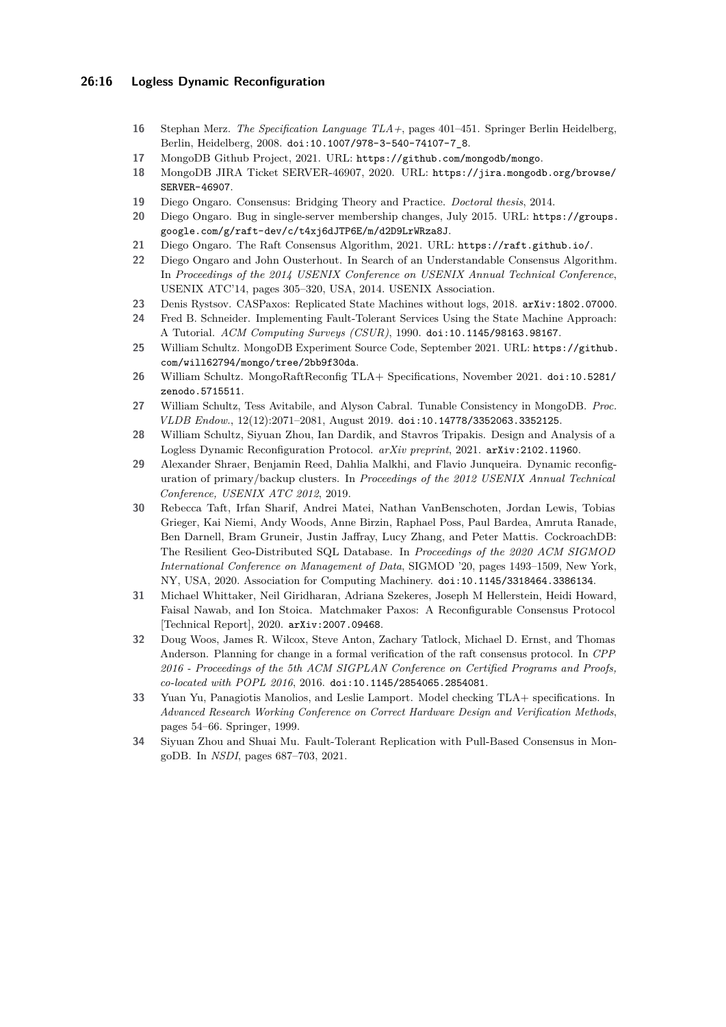16 Stephan Merz. *The Specification Language TLA+*, pages 401–451. Springer Berlin Heidelberg, Berlin, Heidelberg, 2008. doi:10.1007/978-3-540-74107-7_8.

17 MongoDB Github Project, 2021. URL: https://github.com/mongodb/mongo.

18 MongoDB JIRA Ticket SERVER-46907, 2020. URL: https://jira.mongodb.org/browse/SERVER-46907.

19 Diego Ongaro. Consensus: Bridging Theory and Practice. *Doctoral thesis*, 2014.

20 Diego Ongaro. Bug in single-server membership changes, July 2015. URL: https://groups.google.com/g/raft-dev/c/t4xj6dJTP6E/m/d2D9LrWRza8J.

21 Diego Ongaro. The Raft Consensus Algorithm, 2021. URL: https://raft.github.io/.

22 Diego Ongaro and John Ousterhout. In Search of an Understandable Consensus Algorithm. In *Proceedings of the 2014 USENIX Conference on USENIX Annual Technical Conference*, USENIX ATC'14, pages 305–320, USA, 2014. USENIX Association.

23 Denis Rystsov. CASPaxos: Replicated State Machines without logs, 2018. arXiv:1802.07000.

24 Fred B. Schneider. Implementing Fault-Tolerant Services Using the State Machine Approach: A Tutorial. *ACM Computing Surveys (CSUR)*, 1990. doi:10.1145/98163.98167.

25 William Schultz. MongoDB Experiment Source Code, September 2021. URL: https://github.com/will62794/mongo/tree/2bb9f30da.

26 William Schultz. MongoRaftReconfig TLA+ Specifications, November 2021. doi:10.5281/zenodo.5715511.

27 William Schultz, Tess Avitabile, and Alyson Cabral. Tunable Consistency in MongoDB. *Proc. VLDB Endow.*, 12(12):2071–2081, August 2019. doi:10.14778/3352063.3352125.

28 William Schultz, Siyuan Zhou, Ian Dardik, and Stavros Tripakis. Design and Analysis of a Logless Dynamic Reconfiguration Protocol. *arXiv preprint*, 2021. arXiv:2102.11960.

29 Alexander Shraer, Benjamin Reed, Dahlia Malkhi, and Flavio Junqueira. Dynamic reconfiguration of primary/backup clusters. In *Proceedings of the 2012 USENIX Annual Technical Conference, USENIX ATC 2012*, 2019.

30 Rebecca Taft, Irfan Sharif, Andrei Matei, Nathan VanBenschoten, Jordan Lewis, Tobias Grieger, Kai Niemi, Andy Woods, Anne Birzin, Raphael Poss, Paul Bardea, Amruta Ranade, Ben Darnell, Bram Gruneir, Justin Jaffray, Lucy Zhang, and Peter Mattis. CockroachDB: The Resilient Geo-Distributed SQL Database. In *Proceedings of the 2020 ACM SIGMOD International Conference on Management of Data*, SIGMOD '20, pages 1493–1509, New York, NY, USA, 2020. Association for Computing Machinery. doi:10.1145/3318464.3386134.

31 Michael Whittaker, Neil Giridharan, Adriana Szekeres, Joseph M Hellerstein, Heidi Howard, Faisal Nawab, and Ion Stoica. Matchmaker Paxos: A Reconfigurable Consensus Protocol [Technical Report], 2020. arXiv:2007.09468.

32 Doug Woos, James R. Wilcox, Steve Anton, Zachary Tatlock, Michael D. Ernst, and Thomas Anderson. Planning for change in a formal verification of the raft consensus protocol. In *CPP 2016 - Proceedings of the 5th ACM SIGPLAN Conference on Certified Programs and Proofs, co-located with POPL 2016*, 2016. doi:10.1145/2854065.2854081.

33 Yuan Yu, Panagiotis Manolios, and Leslie Lamport. Model checking TLA+ specifications. In *Advanced Research Working Conference on Correct Hardware Design and Verification Methods*, pages 54–66. Springer, 1999.

34 Siyuan Zhou and Shuai Mu. Fault-Tolerant Replication with Pull-Based Consensus in MongoDB. In *NSDI*, pages 687–703, 2021.